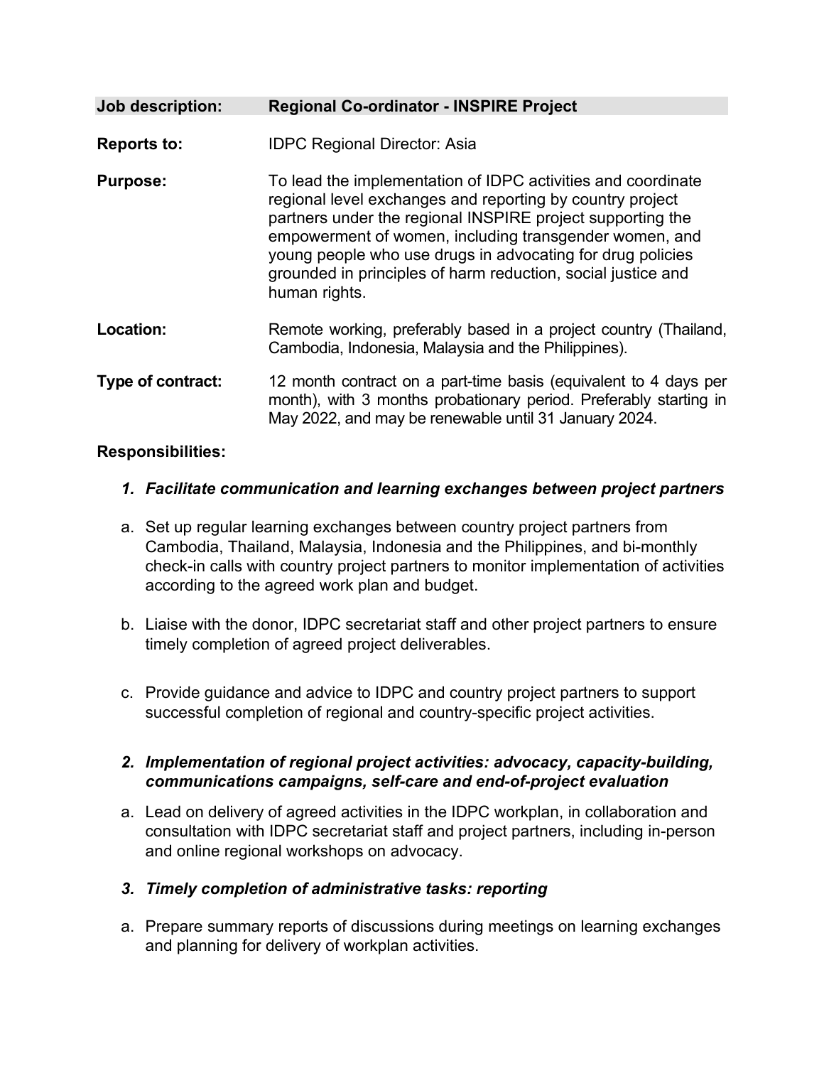**Job description:** **Regional Co-ordinator - INSPIRE Project**

**Reports to:** IDPC Regional Director: Asia

**Purpose:** To lead the implementation of IDPC activities and coordinate regional level exchanges and reporting by country project partners under the regional INSPIRE project supporting the empowerment of women, including transgender women, and young people who use drugs in advocating for drug policies grounded in principles of harm reduction, social justice and human rights.

**Location:** Remote working, preferably based in a project country (Thailand, Cambodia, Indonesia, Malaysia and the Philippines).

**Type of contract:** 12 month contract on a part-time basis (equivalent to 4 days per month), with 3 months probationary period. Preferably starting in May 2022, and may be renewable until 31 January 2024.

**Responsibilities:**

1. ***Facilitate communication and learning exchanges between project partners***

   a. Set up regular learning exchanges between country project partners from Cambodia, Thailand, Malaysia, Indonesia and the Philippines, and bi-monthly check-in calls with country project partners to monitor implementation of activities according to the agreed work plan and budget.

   b. Liaise with the donor, IDPC secretariat staff and other project partners to ensure timely completion of agreed project deliverables.

   c. Provide guidance and advice to IDPC and country project partners to support successful completion of regional and country-specific project activities.

2. ***Implementation of regional project activities: advocacy, capacity-building, communications campaigns, self-care and end-of-project evaluation***

   a. Lead on delivery of agreed activities in the IDPC workplan, in collaboration and consultation with IDPC secretariat staff and project partners, including in-person and online regional workshops on advocacy.

3. ***Timely completion of administrative tasks: reporting***

   a. Prepare summary reports of discussions during meetings on learning exchanges and planning for delivery of workplan activities.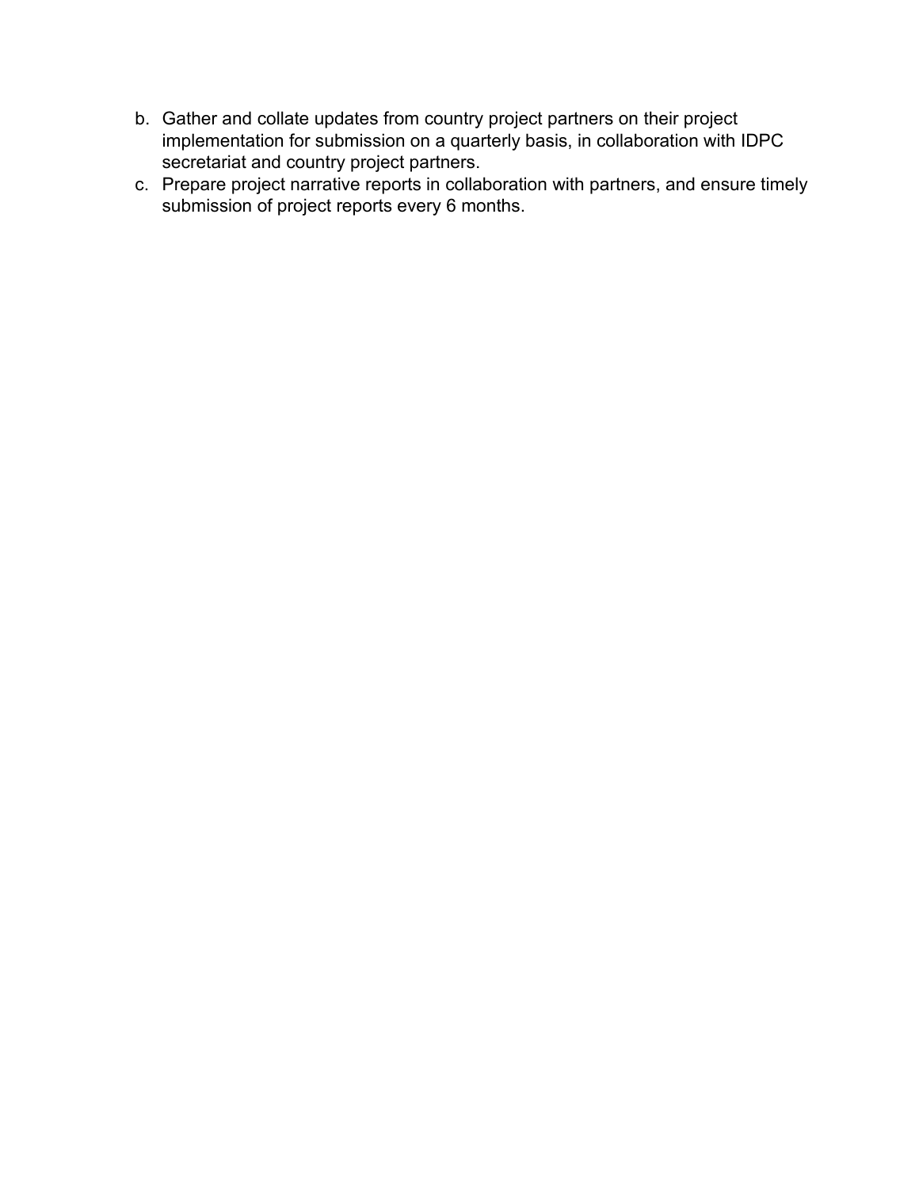b. Gather and collate updates from country project partners on their project implementation for submission on a quarterly basis, in collaboration with IDPC secretariat and country project partners.
c. Prepare project narrative reports in collaboration with partners, and ensure timely submission of project reports every 6 months.